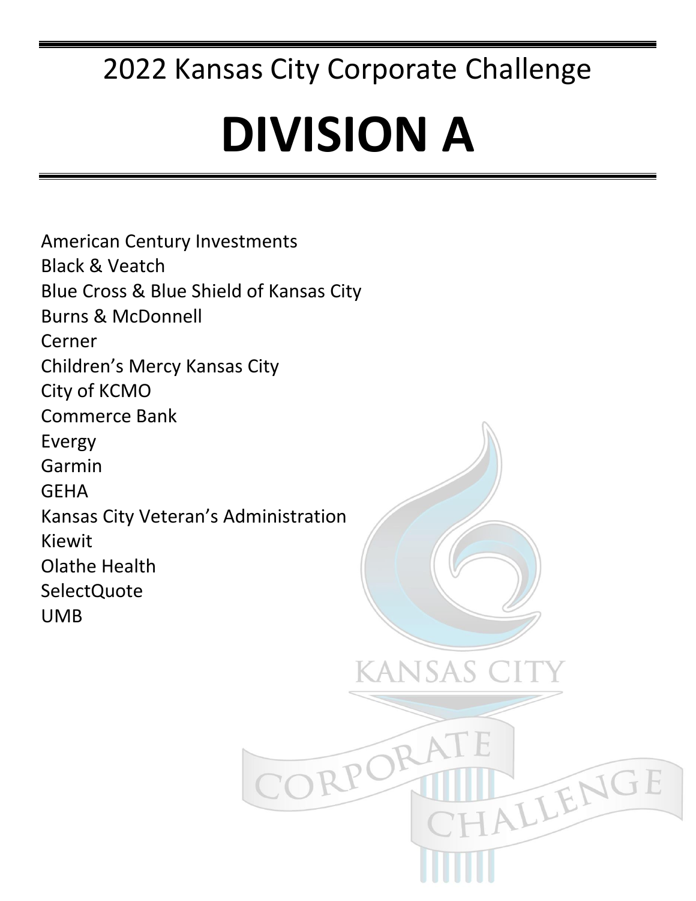## 2022 Kansas City Corporate Challenge

# DIVISION A

American Century Investments
Black & Veatch
Blue Cross & Blue Shield of Kansas City
Burns & McDonnell
Cerner
Children's Mercy Kansas City
City of KCMO
Commerce Bank
Evergy
Garmin
GEHA
Kansas City Veteran's Administration
Kiewit
Olathe Health
SelectQuote
UMB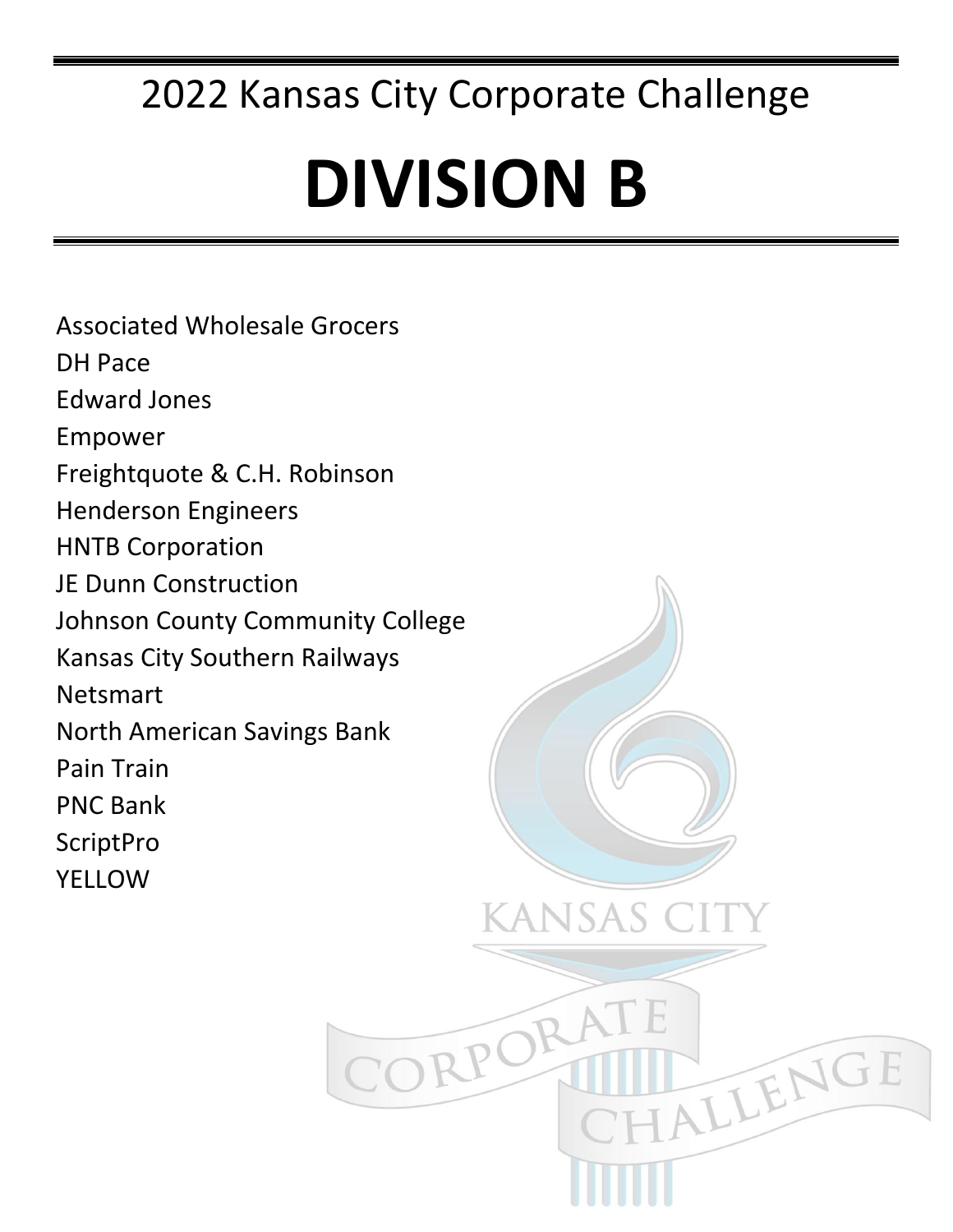## 2022 Kansas City Corporate Challenge

# DIVISION B

Associated Wholesale Grocers
DH Pace
Edward Jones
Empower
Freightquote & C.H. Robinson
Henderson Engineers
HNTB Corporation
JE Dunn Construction
Johnson County Community College
Kansas City Southern Railways
Netsmart
North American Savings Bank
Pain Train
PNC Bank
ScriptPro
YELLOW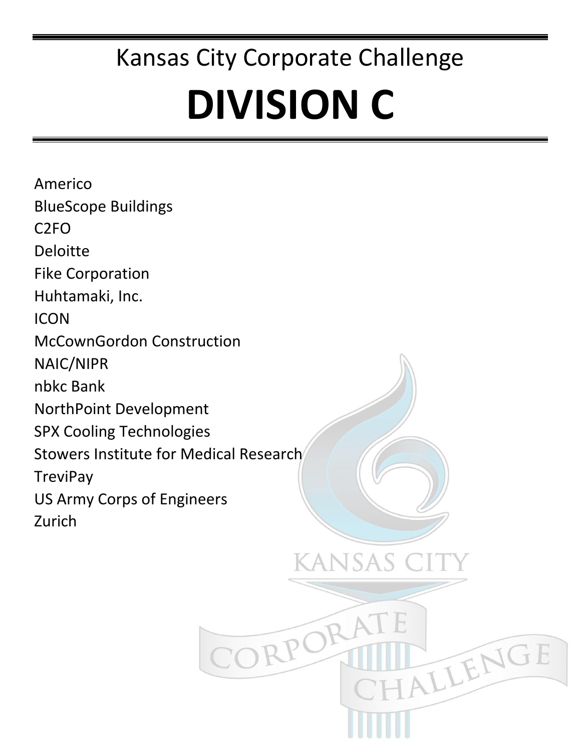Kansas City Corporate Challenge

# DIVISION C

Americo
BlueScope Buildings
C2FO
Deloitte
Fike Corporation
Huhtamaki, Inc.
ICON
McCownGordon Construction
NAIC/NIPR
nbkc Bank
NorthPoint Development
SPX Cooling Technologies
Stowers Institute for Medical Research
TreviPay
US Army Corps of Engineers
Zurich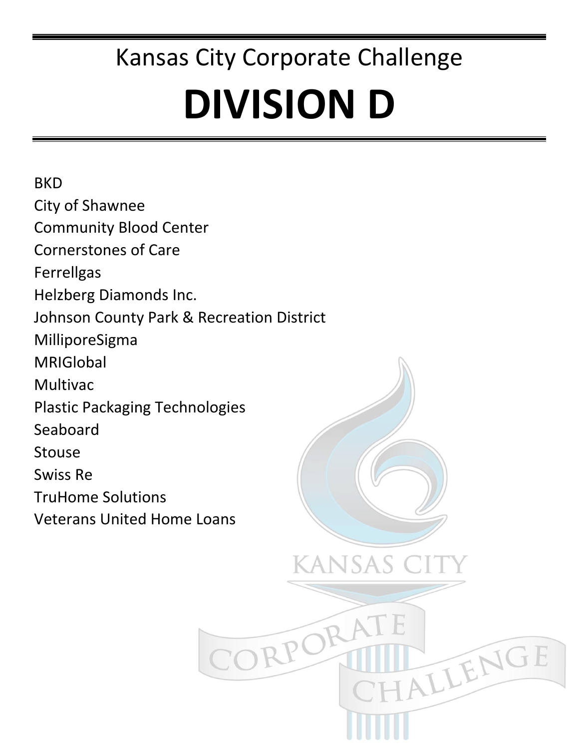# Kansas City Corporate Challenge

# DIVISION D

BKD
City of Shawnee
Community Blood Center
Cornerstones of Care
Ferrellgas
Helzberg Diamonds Inc.
Johnson County Park & Recreation District
MilliporeSigma
MRIGlobal
Multivac
Plastic Packaging Technologies
Seaboard
Stouse
Swiss Re
TruHome Solutions
Veterans United Home Loans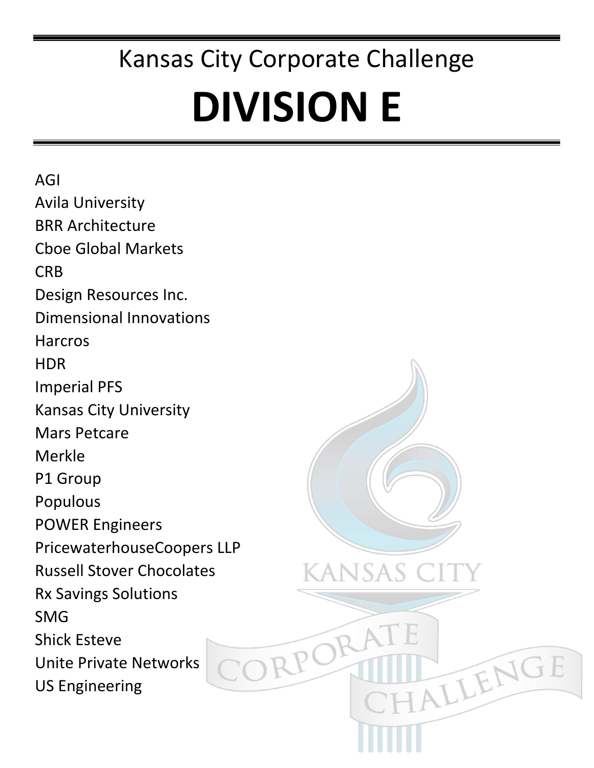## Kansas City Corporate Challenge

# DIVISION E

AGI
Avila University
BRR Architecture
Cboe Global Markets
CRB
Design Resources Inc.
Dimensional Innovations
Harcros
HDR
Imperial PFS
Kansas City University
Mars Petcare
Merkle
P1 Group
Populous
POWER Engineers
PricewaterhouseCoopers LLP
Russell Stover Chocolates
Rx Savings Solutions
SMG
Shick Esteve
Unite Private Networks
US Engineering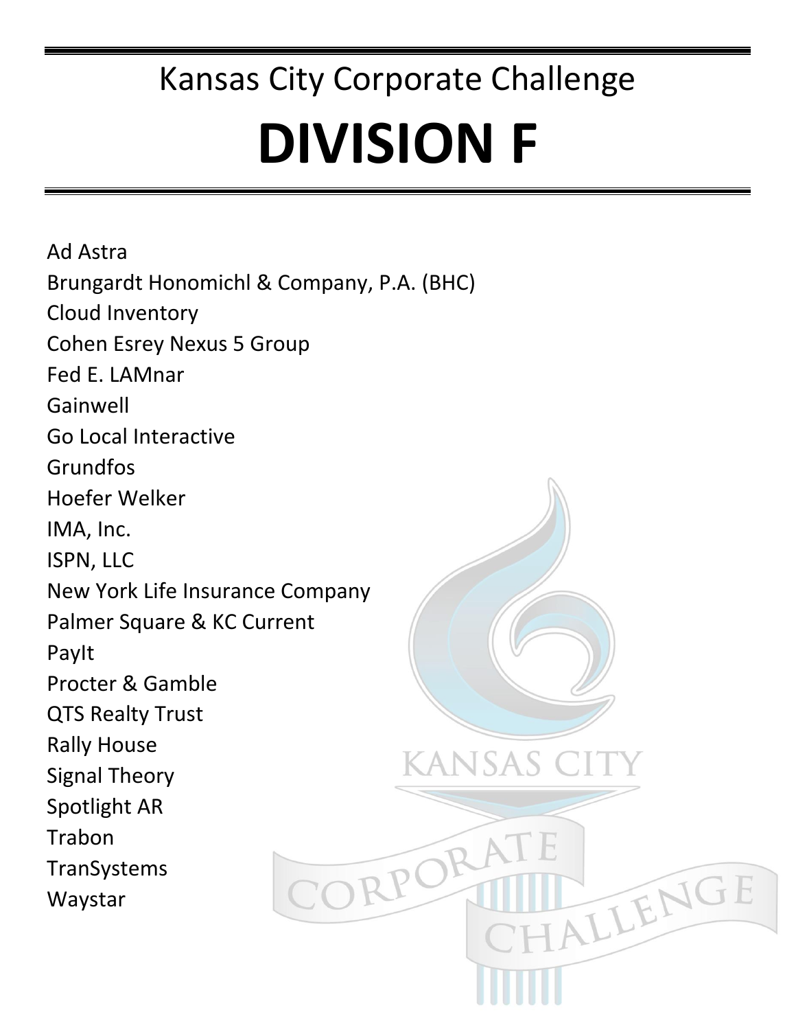Kansas City Corporate Challenge

# DIVISION F

Ad Astra
Brungardt Honomichl & Company, P.A. (BHC)
Cloud Inventory
Cohen Esrey Nexus 5 Group
Fed E. LAMnar
Gainwell
Go Local Interactive
Grundfos
Hoefer Welker
IMA, Inc.
ISPN, LLC
New York Life Insurance Company
Palmer Square & KC Current
PayIt
Procter & Gamble
QTS Realty Trust
Rally House
Signal Theory
Spotlight AR
Trabon
TranSystems
Waystar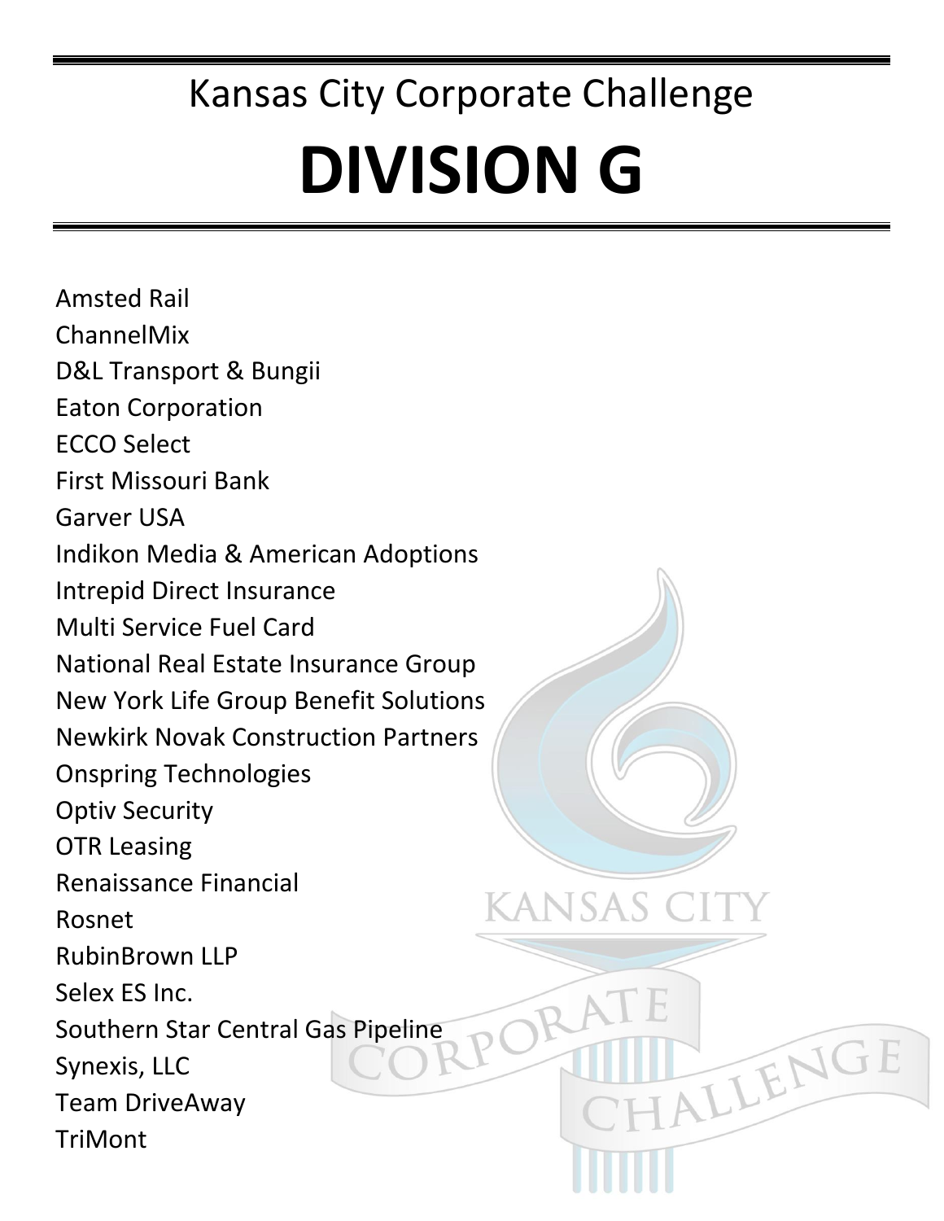Kansas City Corporate Challenge

# DIVISION G

Amsted Rail
ChannelMix
D&L Transport & Bungii
Eaton Corporation
ECCO Select
First Missouri Bank
Garver USA
Indikon Media & American Adoptions
Intrepid Direct Insurance
Multi Service Fuel Card
National Real Estate Insurance Group
New York Life Group Benefit Solutions
Newkirk Novak Construction Partners
Onspring Technologies
Optiv Security
OTR Leasing
Renaissance Financial
Rosnet
RubinBrown LLP
Selex ES Inc.
Southern Star Central Gas Pipeline
Synexis, LLC
Team DriveAway
TriMont